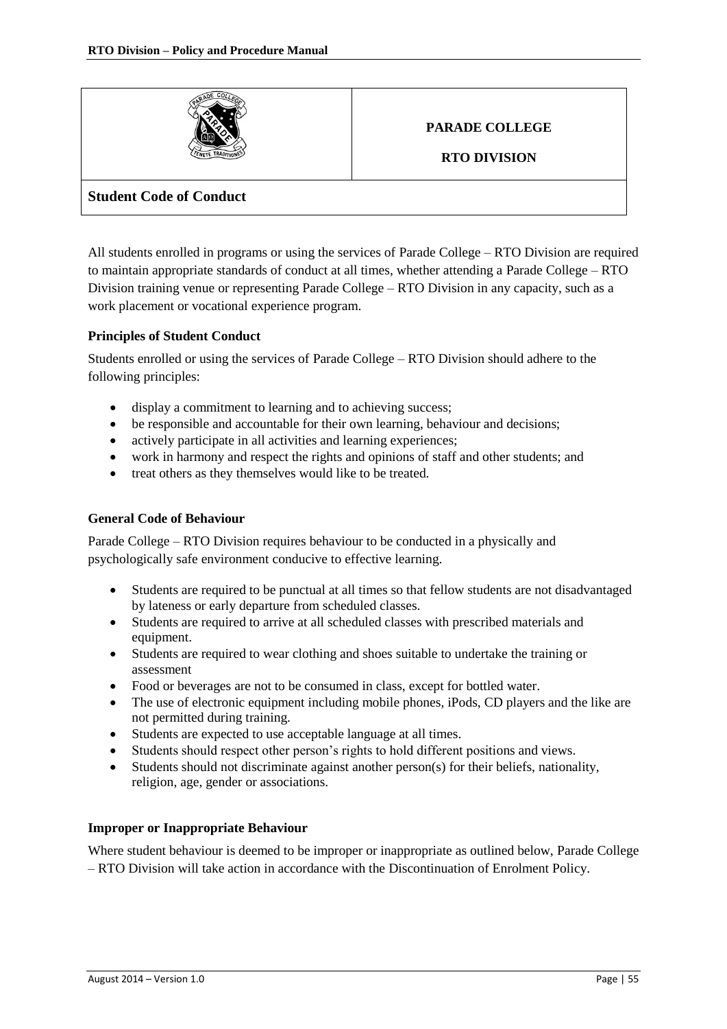| | PARADE COLLEGE<br><br>RTO DIVISION |
|---|---|
| **Student Code of Conduct** | |

All students enrolled in programs or using the services of Parade College – RTO Division are required to maintain appropriate standards of conduct at all times, whether attending a Parade College – RTO Division training venue or representing Parade College – RTO Division in any capacity, such as a work placement or vocational experience program.

### Principles of Student Conduct

Students enrolled or using the services of Parade College – RTO Division should adhere to the following principles:

- display a commitment to learning and to achieving success;
- be responsible and accountable for their own learning, behaviour and decisions;
- actively participate in all activities and learning experiences;
- work in harmony and respect the rights and opinions of staff and other students; and
- treat others as they themselves would like to be treated.

### General Code of Behaviour

Parade College – RTO Division requires behaviour to be conducted in a physically and psychologically safe environment conducive to effective learning.

- Students are required to be punctual at all times so that fellow students are not disadvantaged by lateness or early departure from scheduled classes.
- Students are required to arrive at all scheduled classes with prescribed materials and equipment.
- Students are required to wear clothing and shoes suitable to undertake the training or assessment
- Food or beverages are not to be consumed in class, except for bottled water.
- The use of electronic equipment including mobile phones, iPods, CD players and the like are not permitted during training.
- Students are expected to use acceptable language at all times.
- Students should respect other person's rights to hold different positions and views.
- Students should not discriminate against another person(s) for their beliefs, nationality, religion, age, gender or associations.

### Improper or Inappropriate Behaviour

Where student behaviour is deemed to be improper or inappropriate as outlined below, Parade College – RTO Division will take action in accordance with the Discontinuation of Enrolment Policy.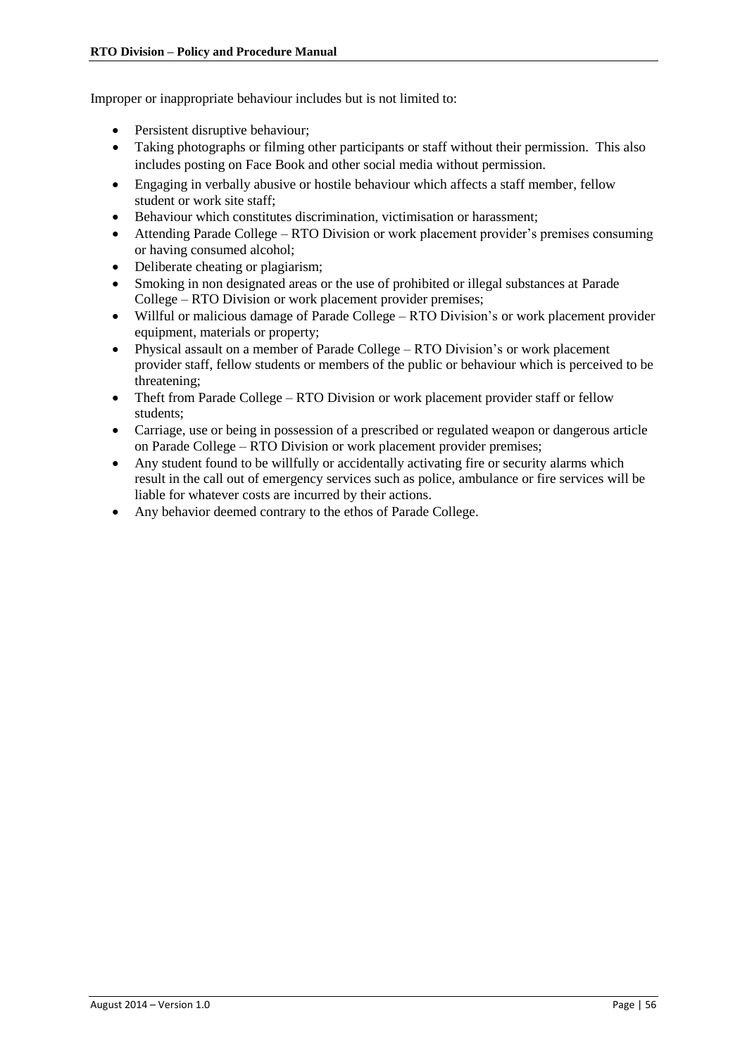Improper or inappropriate behaviour includes but is not limited to:

- Persistent disruptive behaviour;
- Taking photographs or filming other participants or staff without their permission. This also includes posting on Face Book and other social media without permission.
- Engaging in verbally abusive or hostile behaviour which affects a staff member, fellow student or work site staff;
- Behaviour which constitutes discrimination, victimisation or harassment;
- Attending Parade College – RTO Division or work placement provider's premises consuming or having consumed alcohol;
- Deliberate cheating or plagiarism;
- Smoking in non designated areas or the use of prohibited or illegal substances at Parade College – RTO Division or work placement provider premises;
- Willful or malicious damage of Parade College – RTO Division's or work placement provider equipment, materials or property;
- Physical assault on a member of Parade College – RTO Division's or work placement provider staff, fellow students or members of the public or behaviour which is perceived to be threatening;
- Theft from Parade College – RTO Division or work placement provider staff or fellow students;
- Carriage, use or being in possession of a prescribed or regulated weapon or dangerous article on Parade College – RTO Division or work placement provider premises;
- Any student found to be willfully or accidentally activating fire or security alarms which result in the call out of emergency services such as police, ambulance or fire services will be liable for whatever costs are incurred by their actions.
- Any behavior deemed contrary to the ethos of Parade College.